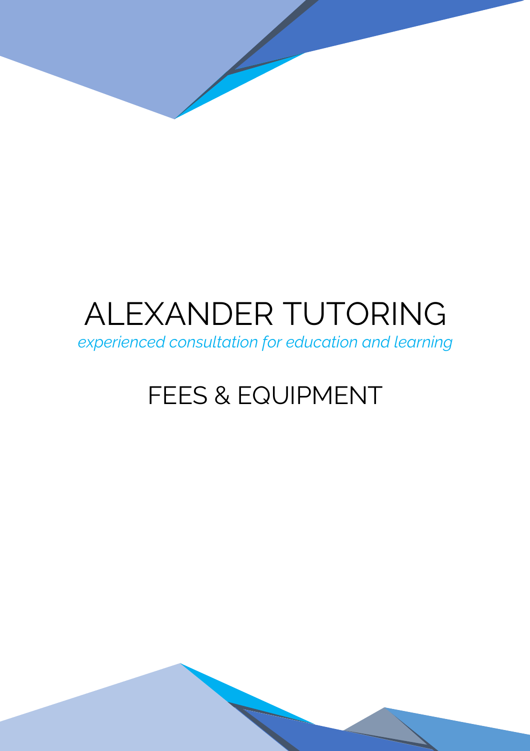# ALEXANDER TUTORING

*experienced consultation for education and learning*

## FEES & EQUIPMENT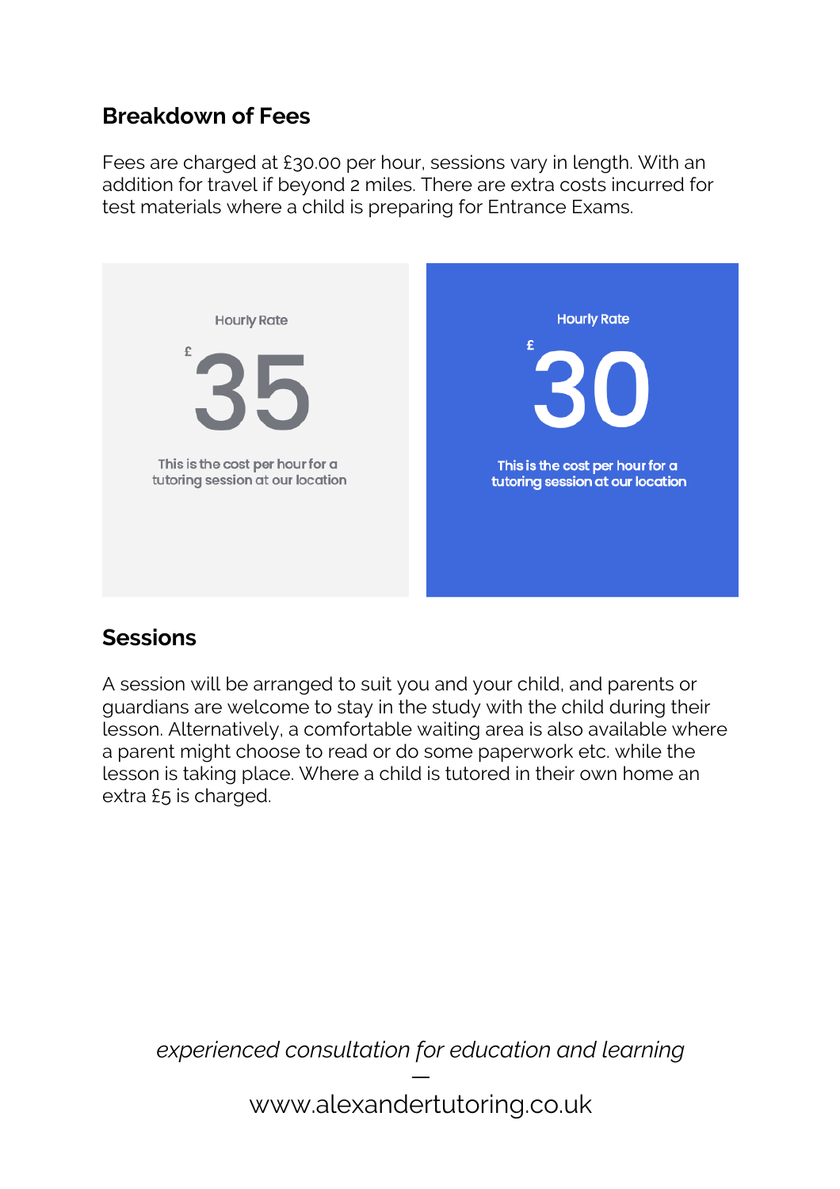## Breakdown of Fees

Fees are charged at £30.00 per hour, sessions vary in length. With an addition for travel if beyond 2 miles. There are extra costs incurred for test materials where a child is preparing for Entrance Exams.

| Hourly Rate | Hourly Rate |
| --- | --- |
| £35 | £30 |
| This is the cost per hour for a tutoring session at our location | This is the cost per hour for a tutoring session at our location |

## Sessions

A session will be arranged to suit you and your child, and parents or guardians are welcome to stay in the study with the child during their lesson. Alternatively, a comfortable waiting area is also available where a parent might choose to read or do some paperwork etc. while the lesson is taking place. Where a child is tutored in their own home an extra £5 is charged.

*experienced consultation for education and learning*

—

www.alexandertutoring.co.uk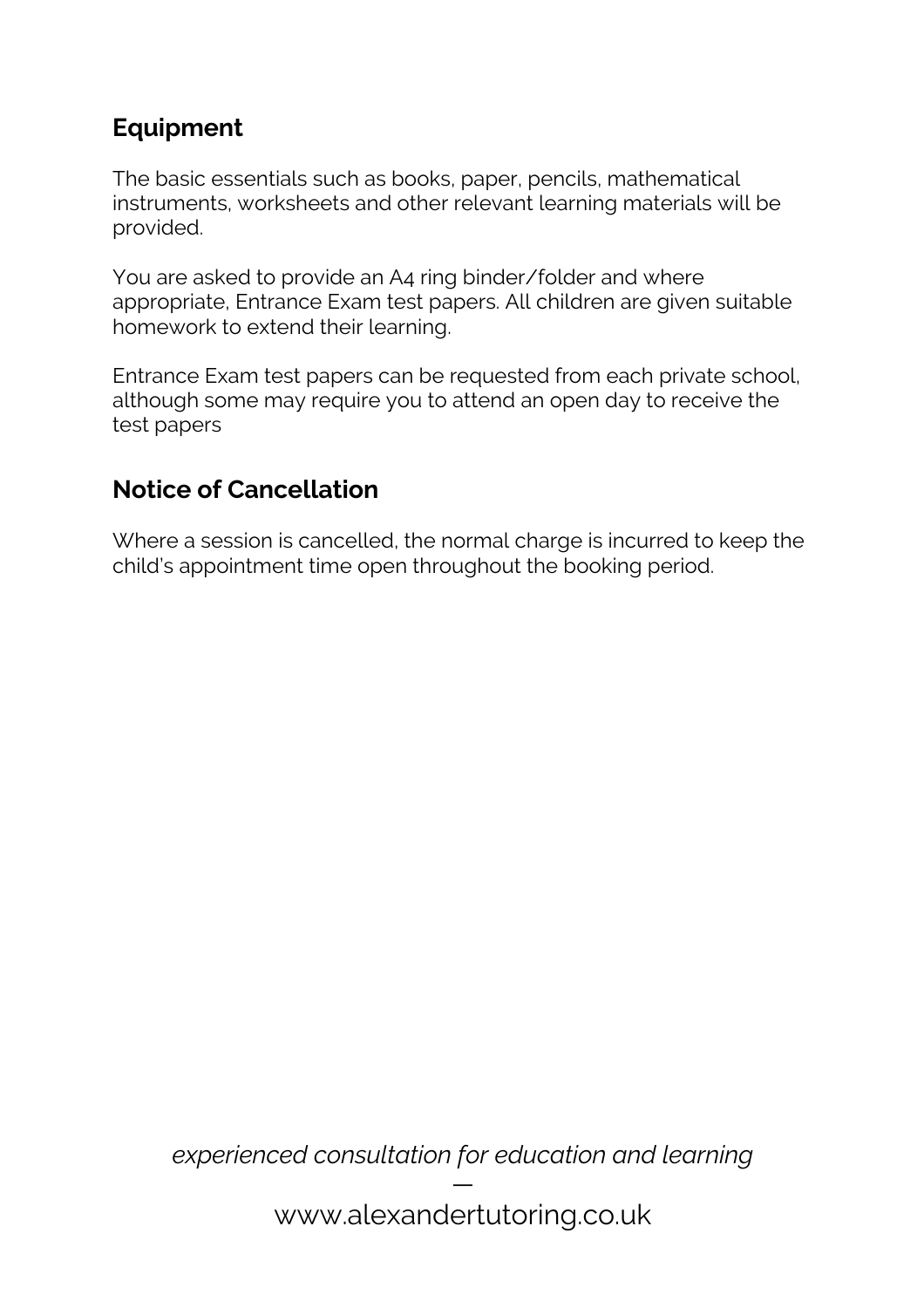## Equipment

The basic essentials such as books, paper, pencils, mathematical instruments, worksheets and other relevant learning materials will be provided.

You are asked to provide an A4 ring binder/folder and where appropriate, Entrance Exam test papers. All children are given suitable homework to extend their learning.

Entrance Exam test papers can be requested from each private school, although some may require you to attend an open day to receive the test papers

## Notice of Cancellation

Where a session is cancelled, the normal charge is incurred to keep the child's appointment time open throughout the booking period.